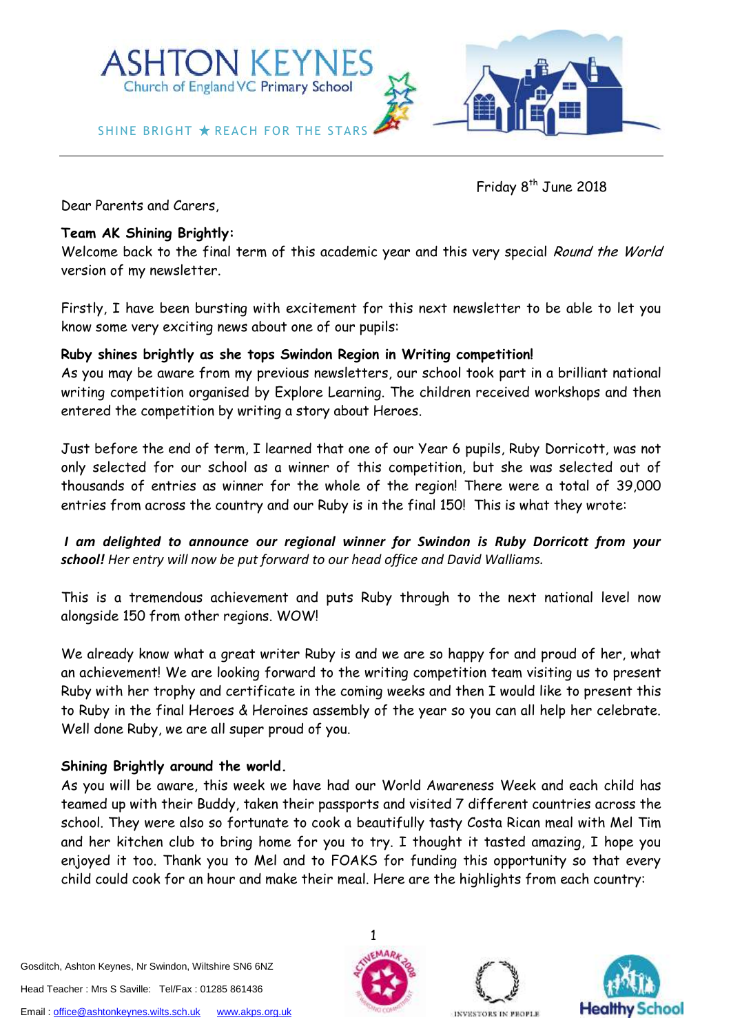# ASHTON KEYNES
Church of England VC Primary School

SHINE BRIGHT ★ REACH FOR THE STARS

Friday 8th June 2018

Dear Parents and Carers,

**Team AK Shining Brightly:**
Welcome back to the final term of this academic year and this very special *Round the World* version of my newsletter.

Firstly, I have been bursting with excitement for this next newsletter to be able to let you know some very exciting news about one of our pupils:

**Ruby shines brightly as she tops Swindon Region in Writing competition!**
As you may be aware from my previous newsletters, our school took part in a brilliant national writing competition organised by Explore Learning. The children received workshops and then entered the competition by writing a story about Heroes.

Just before the end of term, I learned that one of our Year 6 pupils, Ruby Dorricott, was not only selected for our school as a winner of this competition, but she was selected out of thousands of entries as winner for the whole of the region! There were a total of 39,000 entries from across the country and our Ruby is in the final 150! This is what they wrote:

***I am delighted to announce our regional winner for Swindon is Ruby Dorricott from your school!*** *Her entry will now be put forward to our head office and David Walliams.*

This is a tremendous achievement and puts Ruby through to the next national level now alongside 150 from other regions. WOW!

We already know what a great writer Ruby is and we are so happy for and proud of her, what an achievement! We are looking forward to the writing competition team visiting us to present Ruby with her trophy and certificate in the coming weeks and then I would like to present this to Ruby in the final Heroes & Heroines assembly of the year so you can all help her celebrate. Well done Ruby, we are all super proud of you.

**Shining Brightly around the world.**
As you will be aware, this week we have had our World Awareness Week and each child has teamed up with their Buddy, taken their passports and visited 7 different countries across the school. They were also so fortunate to cook a beautifully tasty Costa Rican meal with Mel Tim and her kitchen club to bring home for you to try. I thought it tasted amazing, I hope you enjoyed it too. Thank you to Mel and to FOAKS for funding this opportunity so that every child could cook for an hour and make their meal. Here are the highlights from each country:

Gosditch, Ashton Keynes, Nr Swindon, Wiltshire SN6 6NZ
Head Teacher : Mrs S Saville: Tel/Fax : 01285 861436
Email : office@ashtonkeynes.wilts.sch.uk www.akps.org.uk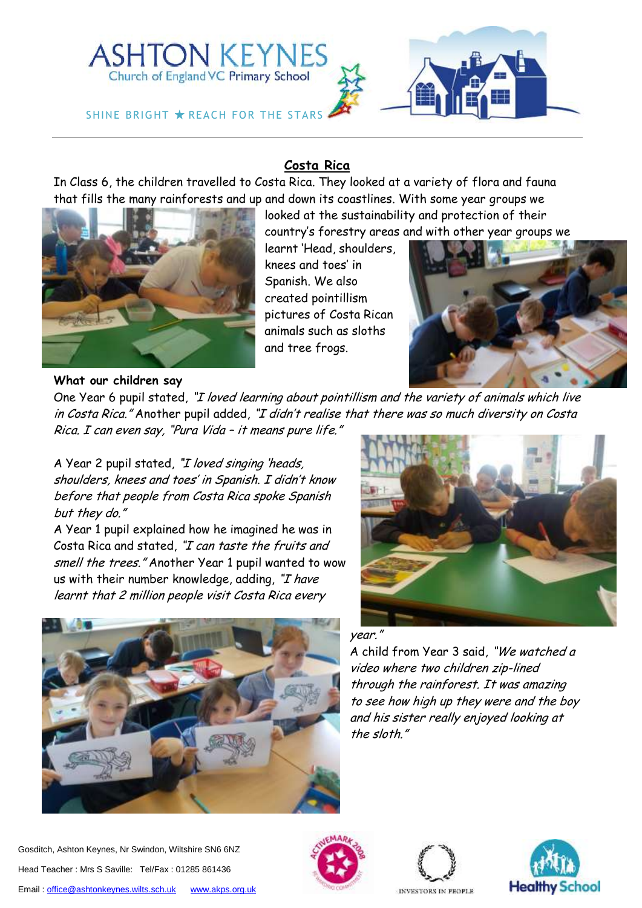## Costa Rica

In Class 6, the children travelled to Costa Rica. They looked at a variety of flora and fauna that fills the many rainforests and up and down its coastlines. With some year groups we looked at the sustainability and protection of their country's forestry areas and with other year groups we learnt 'Head, shoulders, knees and toes' in Spanish. We also created pointillism pictures of Costa Rican animals such as sloths and tree frogs.

**What our children say**

One Year 6 pupil stated, *"I loved learning about pointillism and the variety of animals which live in Costa Rica."* Another pupil added, *"I didn't realise that there was so much diversity on Costa Rica. I can even say, "Pura Vida – it means pure life."*

A Year 2 pupil stated, *"I loved singing 'heads, shoulders, knees and toes' in Spanish. I didn't know before that people from Costa Rica spoke Spanish but they do."*

A Year 1 pupil explained how he imagined he was in Costa Rica and stated, *"I can taste the fruits and smell the trees."* Another Year 1 pupil wanted to wow us with their number knowledge, adding, *"I have learnt that 2 million people visit Costa Rica every year."*

A child from Year 3 said, *"We watched a video where two children zip-lined through the rainforest. It was amazing to see how high up they were and the boy and his sister really enjoyed looking at the sloth."*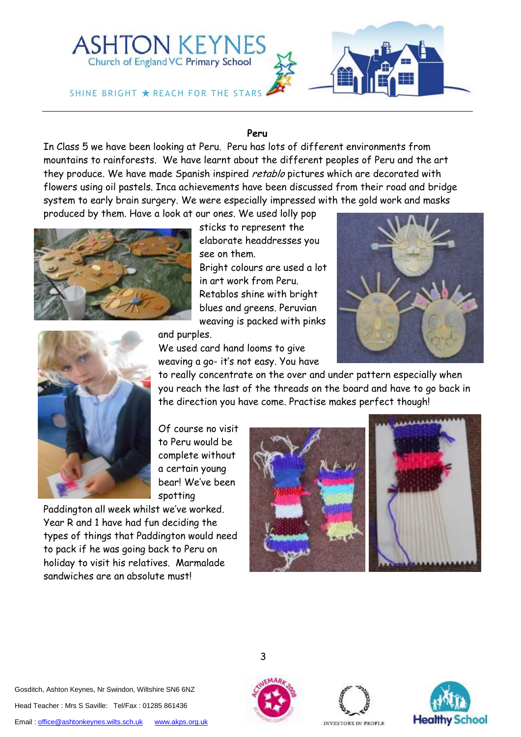## Peru

In Class 5 we have been looking at Peru. Peru has lots of different environments from mountains to rainforests. We have learnt about the different peoples of Peru and the art they produce. We have made Spanish inspired *retablo* pictures which are decorated with flowers using oil pastels. Inca achievements have been discussed from their road and bridge system to early brain surgery. We were especially impressed with the gold work and masks produced by them. Have a look at our ones. We used lolly pop sticks to represent the elaborate headdresses you see on them.

Bright colours are used a lot in art work from Peru. Retablos shine with bright blues and greens. Peruvian weaving is packed with pinks and purples.

We used card hand looms to give weaving a go- it's not easy. You have to really concentrate on the over and under pattern especially when you reach the last of the threads on the board and have to go back in the direction you have come. Practise makes perfect though!

Of course no visit to Peru would be complete without a certain young bear! We've been spotting Paddington all week whilst we've worked. Year R and 1 have had fun deciding the types of things that Paddington would need to pack if he was going back to Peru on holiday to visit his relatives. Marmalade sandwiches are an absolute must!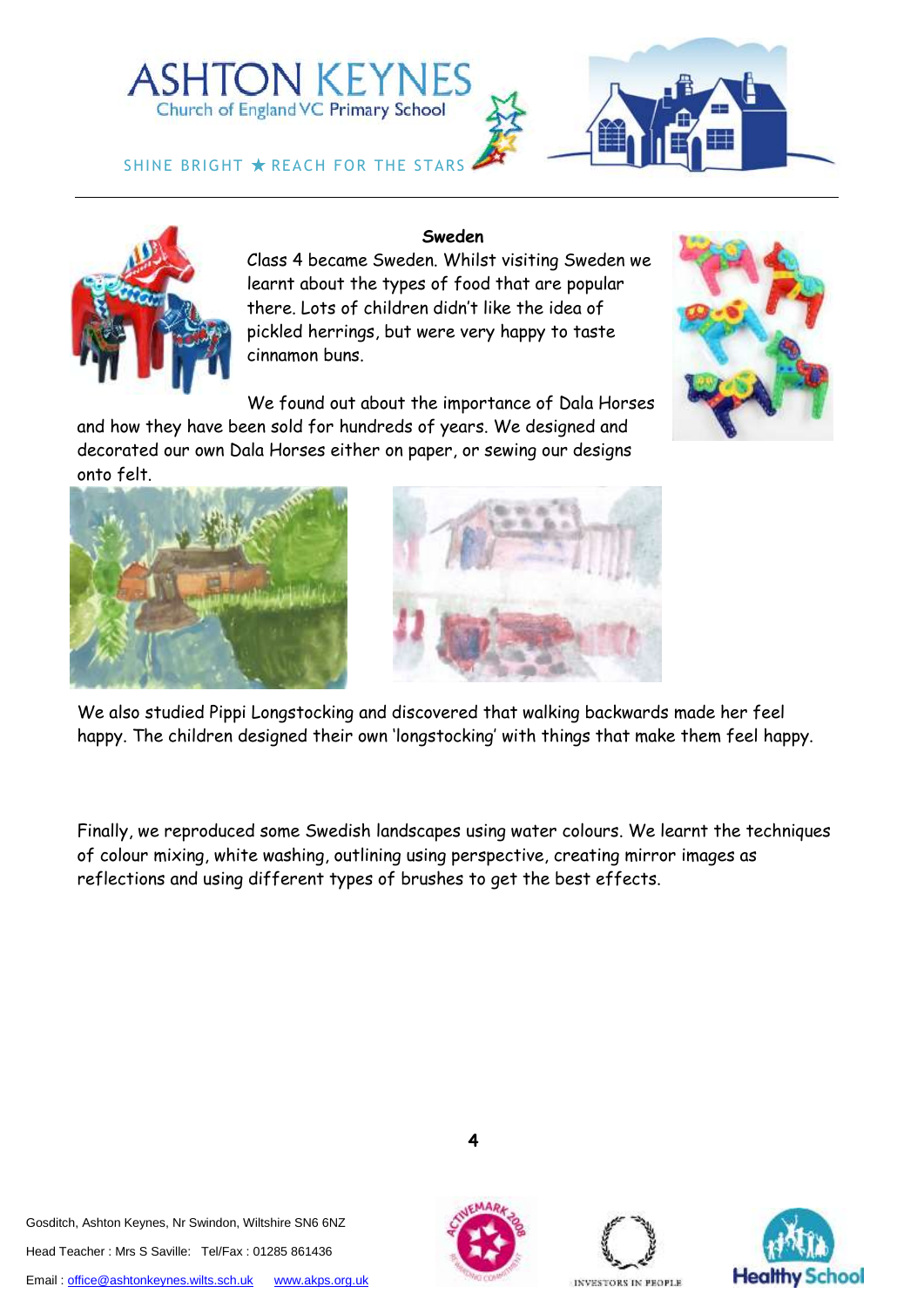## Sweden

Class 4 became Sweden. Whilst visiting Sweden we learnt about the types of food that are popular there. Lots of children didn't like the idea of pickled herrings, but were very happy to taste cinnamon buns.

We found out about the importance of Dala Horses and how they have been sold for hundreds of years. We designed and decorated our own Dala Horses either on paper, or sewing our designs onto felt.

We also studied Pippi Longstocking and discovered that walking backwards made her feel happy. The children designed their own 'longstocking' with things that make them feel happy.

Finally, we reproduced some Swedish landscapes using water colours. We learnt the techniques of colour mixing, white washing, outlining using perspective, creating mirror images as reflections and using different types of brushes to get the best effects.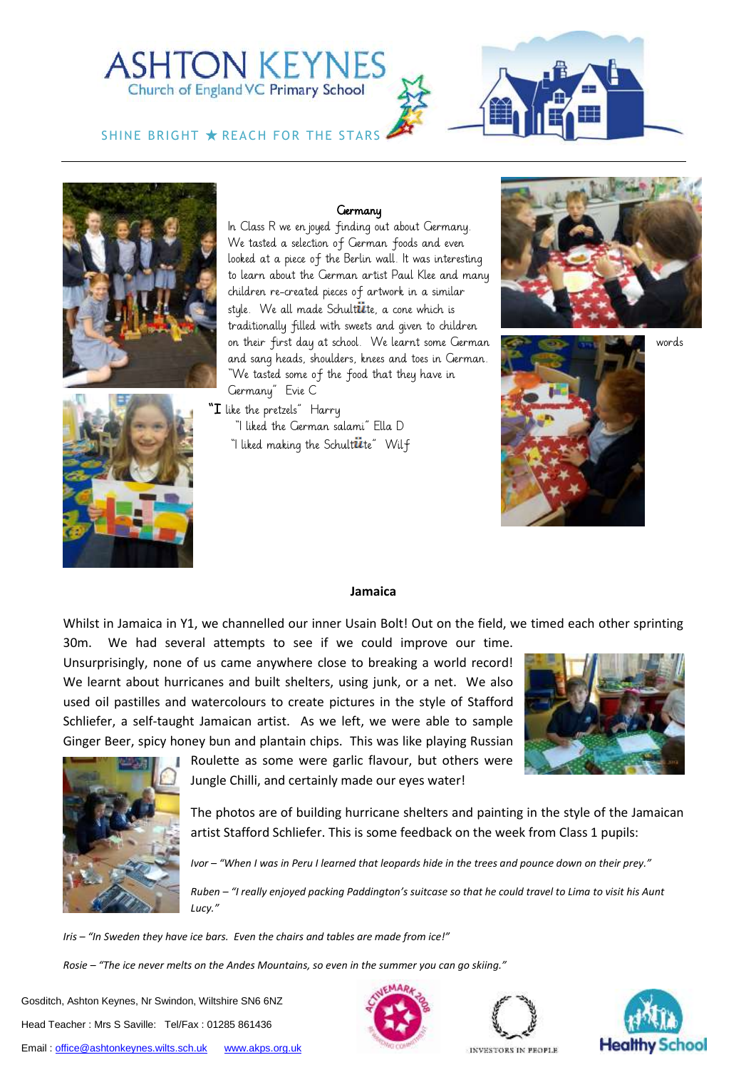# ASHTON KEYNES
## Church of England VC Primary School

SHINE BRIGHT ★ REACH FOR THE STARS

### Germany

In Class R we enjoyed finding out about Germany. We tasted a selection of German foods and even looked at a piece of the Berlin wall. It was interesting to learn about the German artist Paul Klee and many children re-created pieces of artwork in a similar style. We all made Schultüte, a cone which is traditionally filled with sweets and given to children on their first day at school. We learnt some German words and sang heads, shoulders, knees and toes in German.

"We tasted some of the food that they have in Germany" Evie C

"I like the pretzels" Harry

"I liked the German salami" Ella D

"I liked making the Schultüte" Wilf

### Jamaica

Whilst in Jamaica in Y1, we channelled our inner Usain Bolt! Out on the field, we timed each other sprinting 30m. We had several attempts to see if we could improve our time. Unsurprisingly, none of us came anywhere close to breaking a world record! We learnt about hurricanes and built shelters, using junk, or a net. We also used oil pastilles and watercolours to create pictures in the style of Stafford Schliefer, a self-taught Jamaican artist. As we left, we were able to sample Ginger Beer, spicy honey bun and plantain chips. This was like playing Russian Roulette as some were garlic flavour, but others were Jungle Chilli, and certainly made our eyes water!

The photos are of building hurricane shelters and painting in the style of the Jamaican artist Stafford Schliefer. This is some feedback on the week from Class 1 pupils:

*Ivor – "When I was in Peru I learned that leopards hide in the trees and pounce down on their prey."*

*Ruben – "I really enjoyed packing Paddington's suitcase so that he could travel to Lima to visit his Aunt Lucy."*

*Iris – "In Sweden they have ice bars. Even the chairs and tables are made from ice!"*

*Rosie – "The ice never melts on the Andes Mountains, so even in the summer you can go skiing."*

Gosditch, Ashton Keynes, Nr Swindon, Wiltshire SN6 6NZ

Head Teacher : Mrs S Saville: Tel/Fax : 01285 861436

Email : office@ashtonkeynes.wilts.sch.uk www.akps.org.uk

ACTIVEMARK 2008 · INVESTORS IN PEOPLE · Healthy School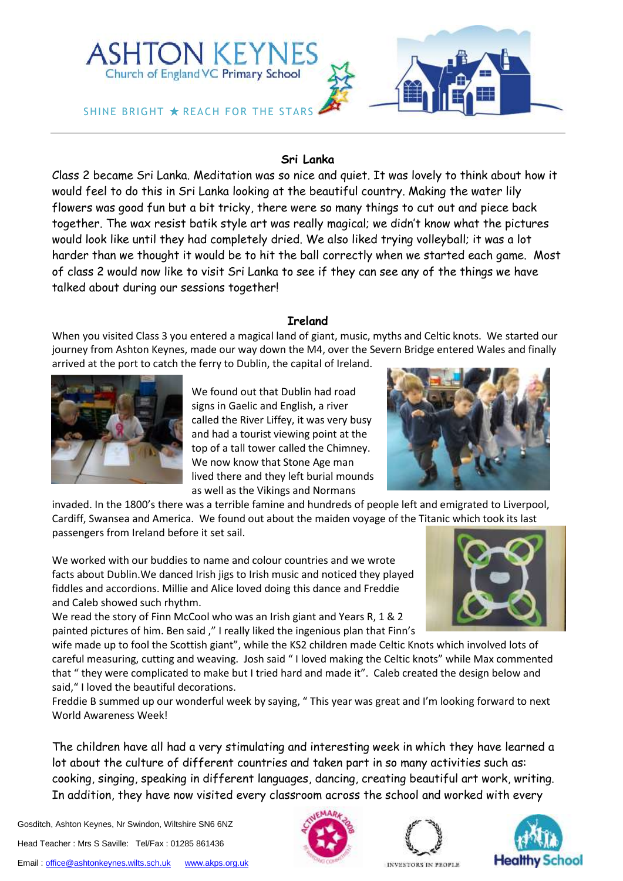## Sri Lanka

Class 2 became Sri Lanka. Meditation was so nice and quiet. It was lovely to think about how it would feel to do this in Sri Lanka looking at the beautiful country. Making the water lily flowers was good fun but a bit tricky, there were so many things to cut out and piece back together. The wax resist batik style art was really magical; we didn't know what the pictures would look like until they had completely dried. We also liked trying volleyball; it was a lot harder than we thought it would be to hit the ball correctly when we started each game. Most of class 2 would now like to visit Sri Lanka to see if they can see any of the things we have talked about during our sessions together!

## Ireland

When you visited Class 3 you entered a magical land of giant, music, myths and Celtic knots. We started our journey from Ashton Keynes, made our way down the M4, over the Severn Bridge entered Wales and finally arrived at the port to catch the ferry to Dublin, the capital of Ireland.

We found out that Dublin had road signs in Gaelic and English, a river called the River Liffey, it was very busy and had a tourist viewing point at the top of a tall tower called the Chimney. We now know that Stone Age man lived there and they left burial mounds as well as the Vikings and Normans invaded. In the 1800's there was a terrible famine and hundreds of people left and emigrated to Liverpool, Cardiff, Swansea and America. We found out about the maiden voyage of the Titanic which took its last passengers from Ireland before it set sail.

We worked with our buddies to name and colour countries and we wrote facts about Dublin.We danced Irish jigs to Irish music and noticed they played fiddles and accordions. Millie and Alice loved doing this dance and Freddie and Caleb showed such rhythm.

We read the story of Finn McCool who was an Irish giant and Years R, 1 & 2 painted pictures of him. Ben said ," I really liked the ingenious plan that Finn's wife made up to fool the Scottish giant", while the KS2 children made Celtic Knots which involved lots of careful measuring, cutting and weaving. Josh said " I loved making the Celtic knots" while Max commented that " they were complicated to make but I tried hard and made it". Caleb created the design below and said," I loved the beautiful decorations.

Freddie B summed up our wonderful week by saying, " This year was great and I'm looking forward to next World Awareness Week!

The children have all had a very stimulating and interesting week in which they have learned a lot about the culture of different countries and taken part in so many activities such as: cooking, singing, speaking in different languages, dancing, creating beautiful art work, writing. In addition, they have now visited every classroom across the school and worked with every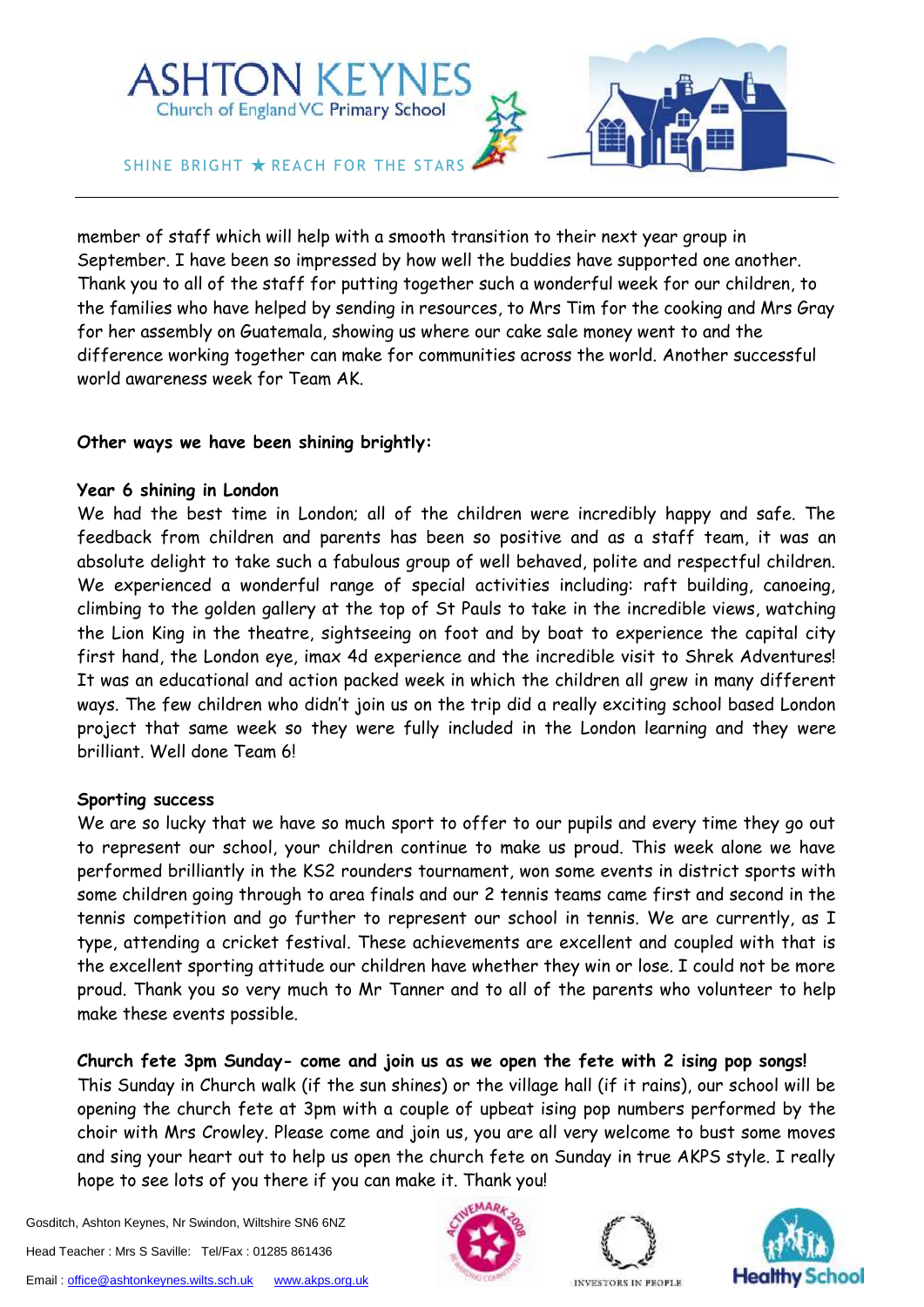member of staff which will help with a smooth transition to their next year group in September. I have been so impressed by how well the buddies have supported one another. Thank you to all of the staff for putting together such a wonderful week for our children, to the families who have helped by sending in resources, to Mrs Tim for the cooking and Mrs Gray for her assembly on Guatemala, showing us where our cake sale money went to and the difference working together can make for communities across the world. Another successful world awareness week for Team AK.

**Other ways we have been shining brightly:**

**Year 6 shining in London**

We had the best time in London; all of the children were incredibly happy and safe. The feedback from children and parents has been so positive and as a staff team, it was an absolute delight to take such a fabulous group of well behaved, polite and respectful children. We experienced a wonderful range of special activities including: raft building, canoeing, climbing to the golden gallery at the top of St Pauls to take in the incredible views, watching the Lion King in the theatre, sightseeing on foot and by boat to experience the capital city first hand, the London eye, imax 4d experience and the incredible visit to Shrek Adventures! It was an educational and action packed week in which the children all grew in many different ways. The few children who didn't join us on the trip did a really exciting school based London project that same week so they were fully included in the London learning and they were brilliant. Well done Team 6!

**Sporting success**

We are so lucky that we have so much sport to offer to our pupils and every time they go out to represent our school, your children continue to make us proud. This week alone we have performed brilliantly in the KS2 rounders tournament, won some events in district sports with some children going through to area finals and our 2 tennis teams came first and second in the tennis competition and go further to represent our school in tennis. We are currently, as I type, attending a cricket festival. These achievements are excellent and coupled with that is the excellent sporting attitude our children have whether they win or lose. I could not be more proud. Thank you so very much to Mr Tanner and to all of the parents who volunteer to help make these events possible.

**Church fete 3pm Sunday- come and join us as we open the fete with 2 ising pop songs!**

This Sunday in Church walk (if the sun shines) or the village hall (if it rains), our school will be opening the church fete at 3pm with a couple of upbeat ising pop numbers performed by the choir with Mrs Crowley. Please come and join us, you are all very welcome to bust some moves and sing your heart out to help us open the church fete on Sunday in true AKPS style. I really hope to see lots of you there if you can make it. Thank you!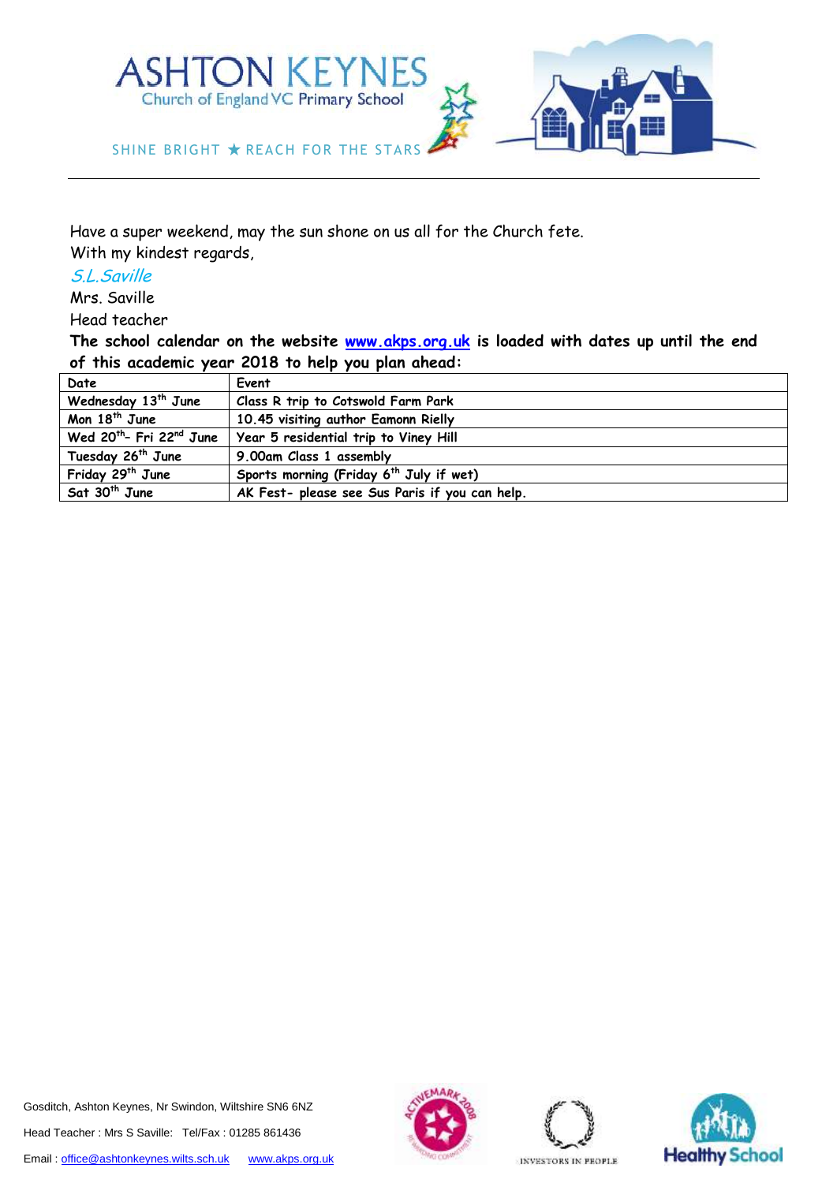Have a super weekend, may the sun shone on us all for the Church fete.

With my kindest regards,

*S.L.Saville*

Mrs. Saville

Head teacher

**The school calendar on the website [www.akps.org.uk](http://www.akps.org.uk) is loaded with dates up until the end of this academic year 2018 to help you plan ahead:**

| Date | Event |
|---|---|
| Wednesday 13th June | Class R trip to Cotswold Farm Park |
| Mon 18th June | 10.45 visiting author Eamonn Rielly |
| Wed 20th– Fri 22nd June | Year 5 residential trip to Viney Hill |
| Tuesday 26th June | 9.00am Class 1 assembly |
| Friday 29th June | Sports morning (Friday 6th July if wet) |
| Sat 30th June | AK Fest- please see Sus Paris if you can help. |